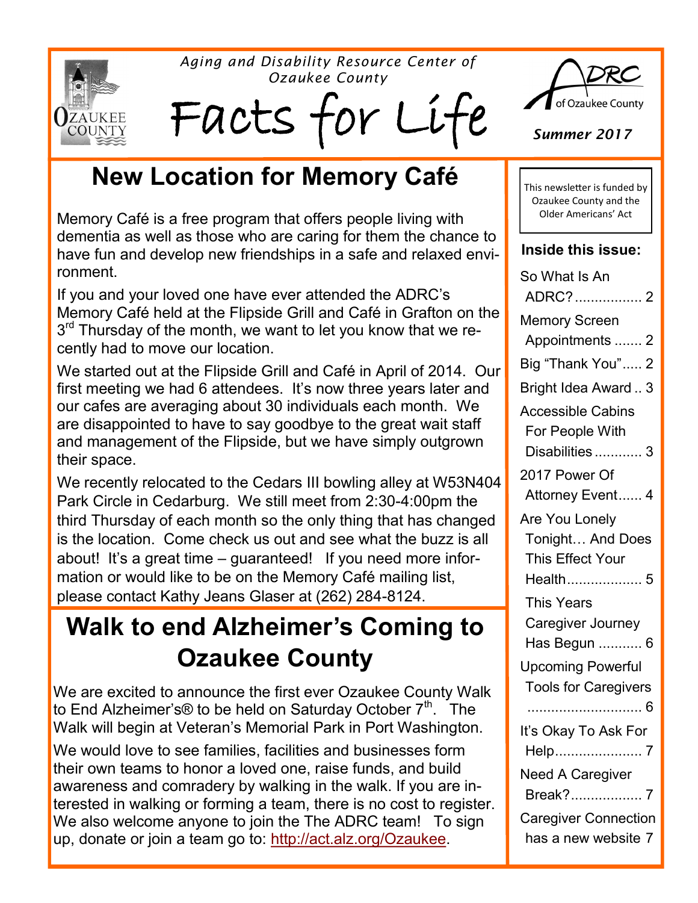*Aging and Disability Resource Center of Ozaukee County*

# Facts for Life

ADRC of Ozaukee County

*Summer 2017*

## New Location for Memory Café

Memory Café is a free program that offers people living with dementia as well as those who are caring for them the chance to have fun and develop new friendships in a safe and relaxed environment.

If you and your loved one have ever attended the ADRC's Memory Café held at the Flipside Grill and Café in Grafton on the 3rd Thursday of the month, we want to let you know that we recently had to move our location.

We started out at the Flipside Grill and Café in April of 2014. Our first meeting we had 6 attendees. It's now three years later and our cafes are averaging about 30 individuals each month. We are disappointed to have to say goodbye to the great wait staff and management of the Flipside, but we have simply outgrown their space.

We recently relocated to the Cedars III bowling alley at W53N404 Park Circle in Cedarburg. We still meet from 2:30-4:00pm the third Thursday of each month so the only thing that has changed is the location. Come check us out and see what the buzz is all about! It's a great time – guaranteed! If you need more information or would like to be on the Memory Café mailing list, please contact Kathy Jeans Glaser at (262) 284-8124.

## Walk to end Alzheimer's Coming to Ozaukee County

We are excited to announce the first ever Ozaukee County Walk to End Alzheimer's® to be held on Saturday October 7th. The Walk will begin at Veteran's Memorial Park in Port Washington.

We would love to see families, facilities and businesses form their own teams to honor a loved one, raise funds, and build awareness and comradery by walking in the walk. If you are interested in walking or forming a team, there is no cost to register. We also welcome anyone to join the The ADRC team! To sign up, donate or join a team go to: [http://act.alz.org/Ozaukee](http://act.alz.org/Ozaukee).

---

This newsletter is funded by Ozaukee County and the Older Americans' Act

**Inside this issue:**

- So What Is An ADRC? ........ 2
- Memory Screen Appointments ....... 2
- Big "Thank You" ..... 2
- Bright Idea Award .. 3
- Accessible Cabins For People With Disabilities ............ 3
- 2017 Power Of Attorney Event...... 4
- Are You Lonely Tonight… And Does This Effect Your Health................... 5
- This Years Caregiver Journey Has Begun ........... 6
- Upcoming Powerful Tools for Caregivers ............................ 6
- It's Okay To Ask For Help...................... 7
- Need A Caregiver Break?.................. 7
- Caregiver Connection has a new website 7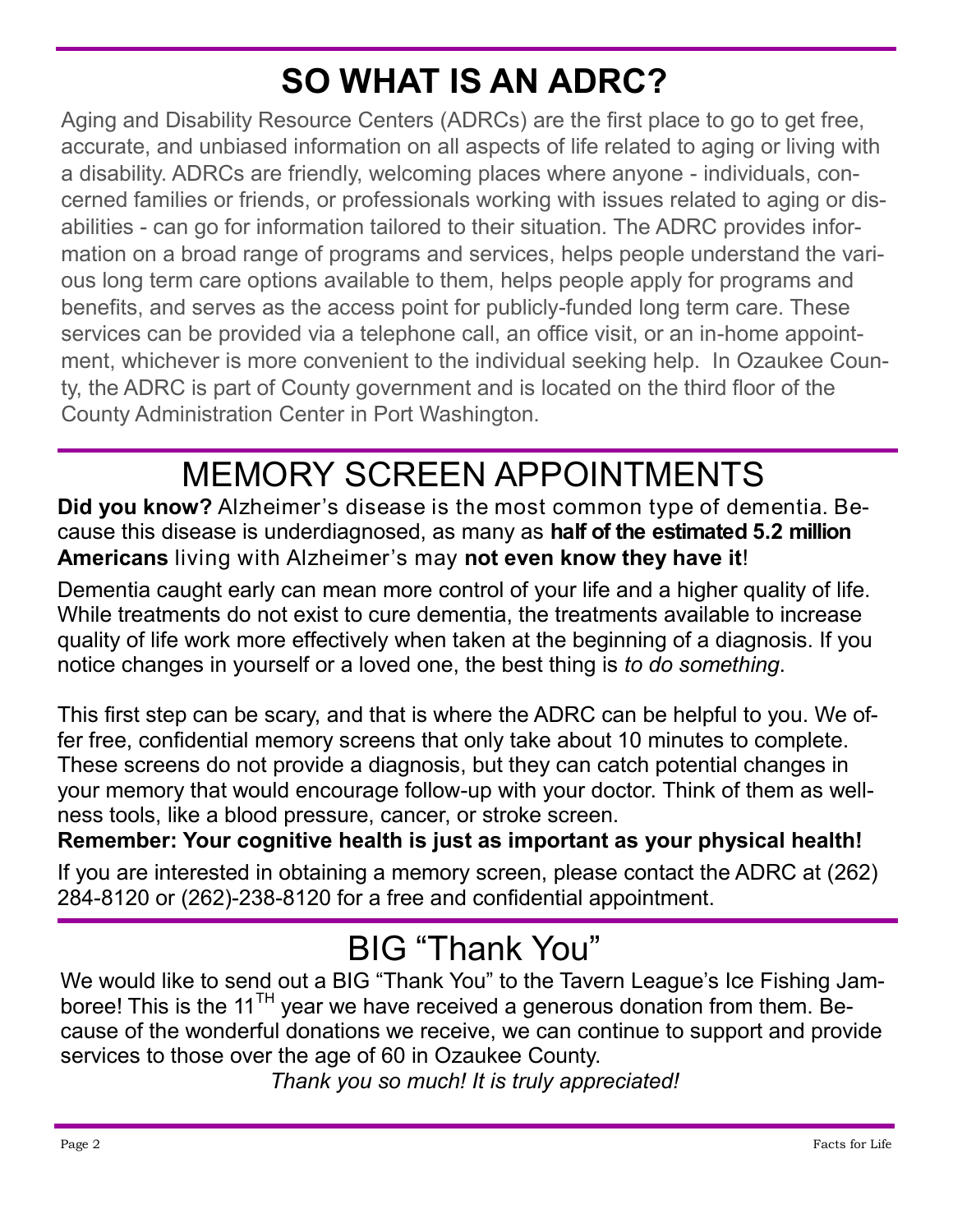# SO WHAT IS AN ADRC?

Aging and Disability Resource Centers (ADRCs) are the first place to go to get free, accurate, and unbiased information on all aspects of life related to aging or living with a disability. ADRCs are friendly, welcoming places where anyone - individuals, concerned families or friends, or professionals working with issues related to aging or disabilities - can go for information tailored to their situation. The ADRC provides information on a broad range of programs and services, helps people understand the various long term care options available to them, helps people apply for programs and benefits, and serves as the access point for publicly-funded long term care. These services can be provided via a telephone call, an office visit, or an in-home appointment, whichever is more convenient to the individual seeking help. In Ozaukee County, the ADRC is part of County government and is located on the third floor of the County Administration Center in Port Washington.

# MEMORY SCREEN APPOINTMENTS

**Did you know?** Alzheimer's disease is the most common type of dementia. Because this disease is underdiagnosed, as many as **half of the estimated 5.2 million Americans** living with Alzheimer's may **not even know they have it**!

Dementia caught early can mean more control of your life and a higher quality of life. While treatments do not exist to cure dementia, the treatments available to increase quality of life work more effectively when taken at the beginning of a diagnosis. If you notice changes in yourself or a loved one, the best thing is *to do something*.

This first step can be scary, and that is where the ADRC can be helpful to you. We offer free, confidential memory screens that only take about 10 minutes to complete. These screens do not provide a diagnosis, but they can catch potential changes in your memory that would encourage follow-up with your doctor. Think of them as wellness tools, like a blood pressure, cancer, or stroke screen.

**Remember: Your cognitive health is just as important as your physical health!**

If you are interested in obtaining a memory screen, please contact the ADRC at (262) 284-8120 or (262)-238-8120 for a free and confidential appointment.

# BIG "Thank You"

We would like to send out a BIG "Thank You" to the Tavern League's Ice Fishing Jamboree! This is the 11TH year we have received a generous donation from them. Because of the wonderful donations we receive, we can continue to support and provide services to those over the age of 60 in Ozaukee County.

*Thank you so much! It is truly appreciated!*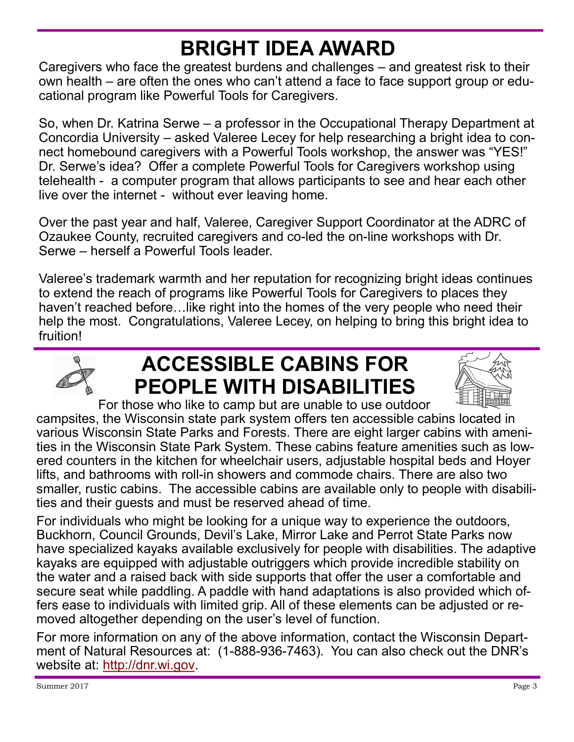# BRIGHT IDEA AWARD

Caregivers who face the greatest burdens and challenges – and greatest risk to their own health – are often the ones who can't attend a face to face support group or educational program like Powerful Tools for Caregivers.

So, when Dr. Katrina Serwe – a professor in the Occupational Therapy Department at Concordia University – asked Valeree Lecey for help researching a bright idea to connect homebound caregivers with a Powerful Tools workshop, the answer was "YES!" Dr. Serwe's idea? Offer a complete Powerful Tools for Caregivers workshop using telehealth - a computer program that allows participants to see and hear each other live over the internet - without ever leaving home.

Over the past year and half, Valeree, Caregiver Support Coordinator at the ADRC of Ozaukee County, recruited caregivers and co-led the on-line workshops with Dr. Serwe – herself a Powerful Tools leader.

Valeree's trademark warmth and her reputation for recognizing bright ideas continues to extend the reach of programs like Powerful Tools for Caregivers to places they haven't reached before…like right into the homes of the very people who need their help the most. Congratulations, Valeree Lecey, on helping to bring this bright idea to fruition!

# ACCESSIBLE CABINS FOR PEOPLE WITH DISABILITIES

For those who like to camp but are unable to use outdoor campsites, the Wisconsin state park system offers ten accessible cabins located in various Wisconsin State Parks and Forests. There are eight larger cabins with amenities in the Wisconsin State Park System. These cabins feature amenities such as lowered counters in the kitchen for wheelchair users, adjustable hospital beds and Hoyer lifts, and bathrooms with roll-in showers and commode chairs. There are also two smaller, rustic cabins. The accessible cabins are available only to people with disabilities and their guests and must be reserved ahead of time.

For individuals who might be looking for a unique way to experience the outdoors, Buckhorn, Council Grounds, Devil's Lake, Mirror Lake and Perrot State Parks now have specialized kayaks available exclusively for people with disabilities. The adaptive kayaks are equipped with adjustable outriggers which provide incredible stability on the water and a raised back with side supports that offer the user a comfortable and secure seat while paddling. A paddle with hand adaptations is also provided which offers ease to individuals with limited grip. All of these elements can be adjusted or removed altogether depending on the user's level of function.

For more information on any of the above information, contact the Wisconsin Department of Natural Resources at: (1-888-936-7463). You can also check out the DNR's website at: http://dnr.wi.gov.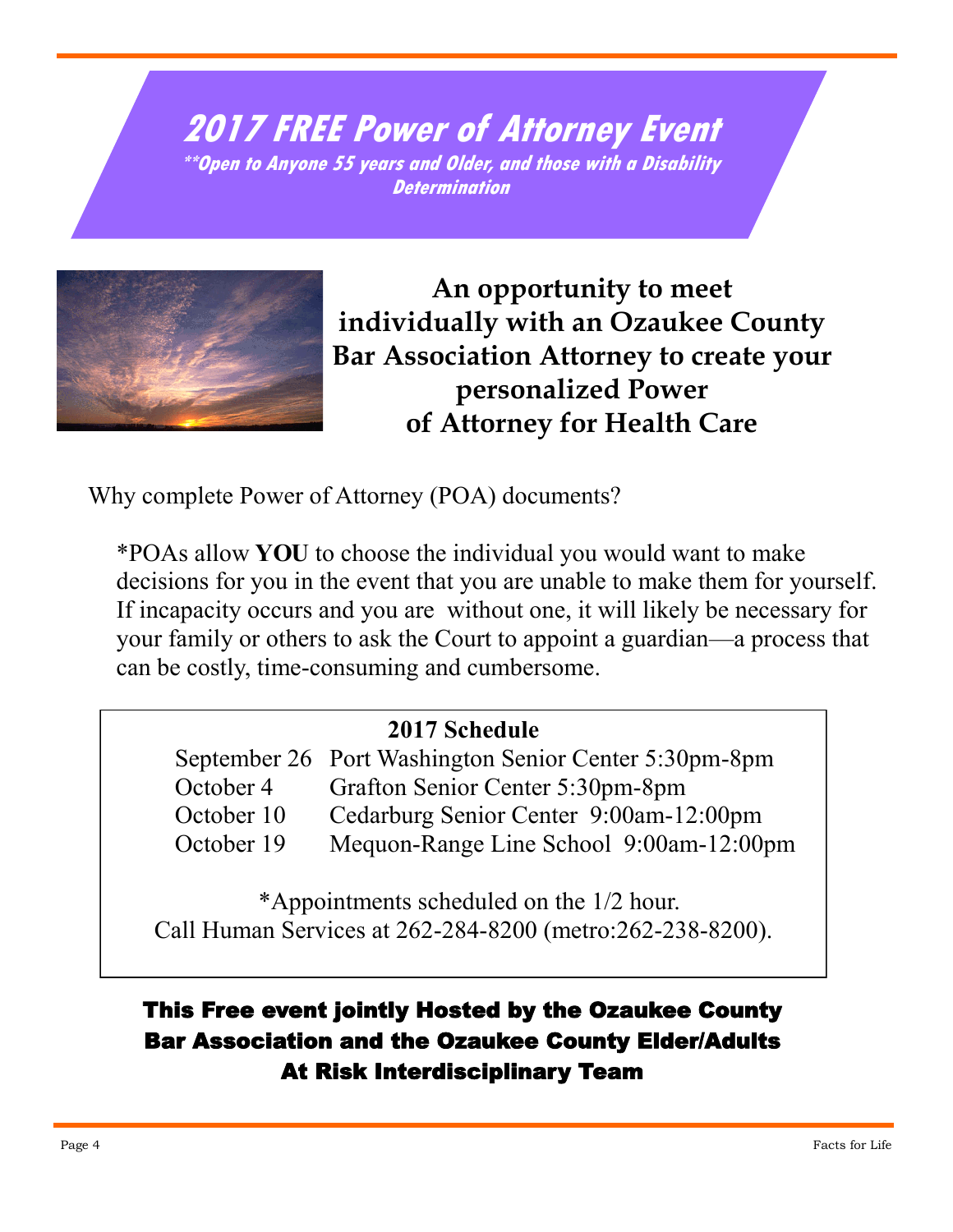# 2017 FREE Power of Attorney Event

***\*\*Open to Anyone 55 years and Older, and those with a Disability Determination***

## An opportunity to meet individually with an Ozaukee County Bar Association Attorney to create your personalized Power of Attorney for Health Care

Why complete Power of Attorney (POA) documents?

*POAs allow **YOU** to choose the individual you would want to make decisions for you in the event that you are unable to make them for yourself. If incapacity occurs and you are without one, it will likely be necessary for your family or others to ask the Court to appoint a guardian—a process that can be costly, time-consuming and cumbersome.

**2017 Schedule**

| Date | Location and Time |
|---|---|
| September 26 | Port Washington Senior Center 5:30pm-8pm |
| October 4 | Grafton Senior Center 5:30pm-8pm |
| October 10 | Cedarburg Senior Center 9:00am-12:00pm |
| October 19 | Mequon-Range Line School 9:00am-12:00pm |

*Appointments scheduled on the 1/2 hour.
Call Human Services at 262-284-8200 (metro:262-238-8200).

**This Free event jointly Hosted by the Ozaukee County Bar Association and the Ozaukee County Elder/Adults At Risk Interdisciplinary Team**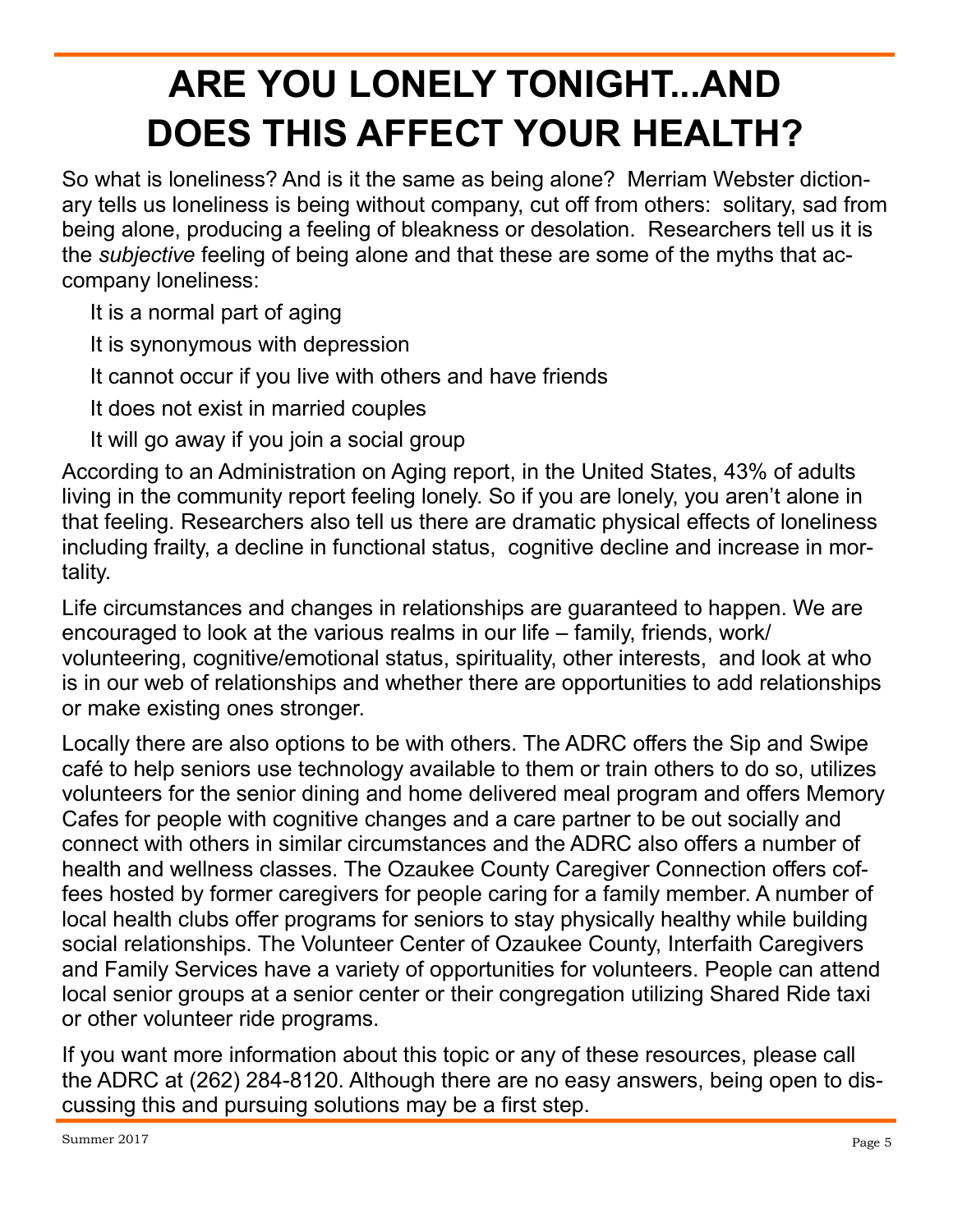# ARE YOU LONELY TONIGHT...AND DOES THIS AFFECT YOUR HEALTH?

So what is loneliness? And is it the same as being alone? Merriam Webster dictionary tells us loneliness is being without company, cut off from others: solitary, sad from being alone, producing a feeling of bleakness or desolation. Researchers tell us it is the *subjective* feeling of being alone and that these are some of the myths that accompany loneliness:

- It is a normal part of aging
- It is synonymous with depression
- It cannot occur if you live with others and have friends
- It does not exist in married couples
- It will go away if you join a social group

According to an Administration on Aging report, in the United States, 43% of adults living in the community report feeling lonely. So if you are lonely, you aren't alone in that feeling. Researchers also tell us there are dramatic physical effects of loneliness including frailty, a decline in functional status, cognitive decline and increase in mortality.

Life circumstances and changes in relationships are guaranteed to happen. We are encouraged to look at the various realms in our life – family, friends, work/volunteering, cognitive/emotional status, spirituality, other interests, and look at who is in our web of relationships and whether there are opportunities to add relationships or make existing ones stronger.

Locally there are also options to be with others. The ADRC offers the Sip and Swipe café to help seniors use technology available to them or train others to do so, utilizes volunteers for the senior dining and home delivered meal program and offers Memory Cafes for people with cognitive changes and a care partner to be out socially and connect with others in similar circumstances and the ADRC also offers a number of health and wellness classes. The Ozaukee County Caregiver Connection offers coffees hosted by former caregivers for people caring for a family member. A number of local health clubs offer programs for seniors to stay physically healthy while building social relationships. The Volunteer Center of Ozaukee County, Interfaith Caregivers and Family Services have a variety of opportunities for volunteers. People can attend local senior groups at a senior center or their congregation utilizing Shared Ride taxi or other volunteer ride programs.

If you want more information about this topic or any of these resources, please call the ADRC at (262) 284-8120. Although there are no easy answers, being open to discussing this and pursuing solutions may be a first step.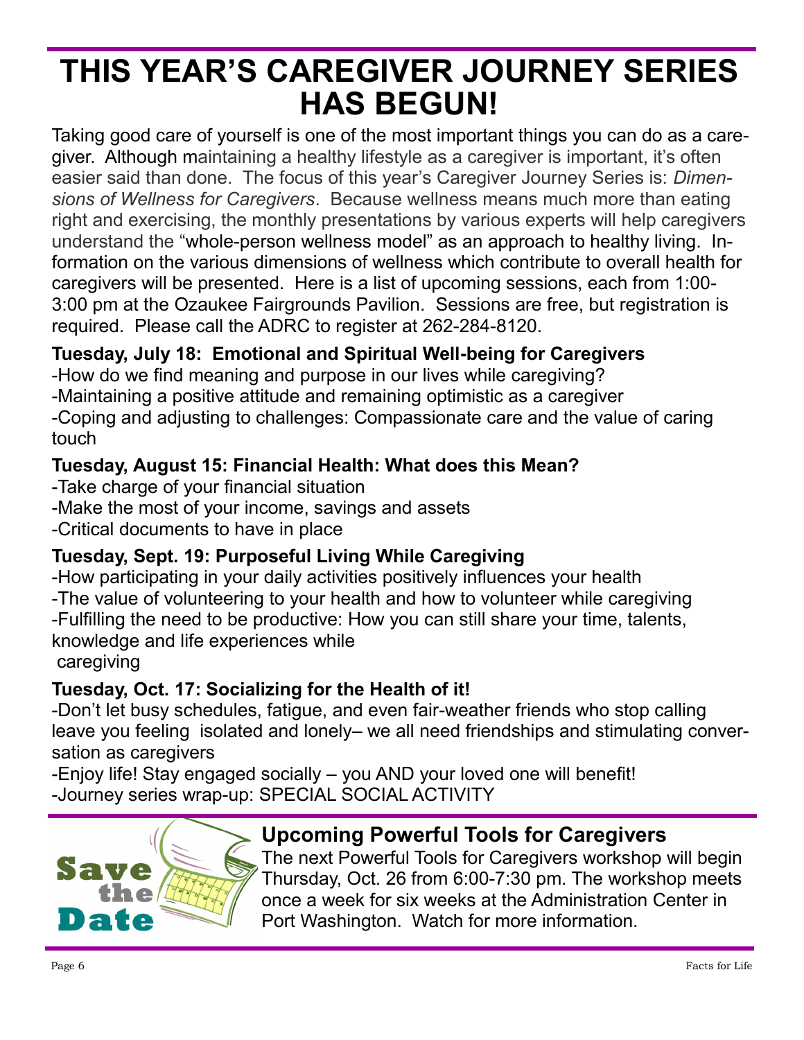# THIS YEAR'S CAREGIVER JOURNEY SERIES HAS BEGUN!

Taking good care of yourself is one of the most important things you can do as a caregiver. Although maintaining a healthy lifestyle as a caregiver is important, it's often easier said than done. The focus of this year's Caregiver Journey Series is: *Dimensions of Wellness for Caregivers*. Because wellness means much more than eating right and exercising, the monthly presentations by various experts will help caregivers understand the "whole-person wellness model" as an approach to healthy living. Information on the various dimensions of wellness which contribute to overall health for caregivers will be presented. Here is a list of upcoming sessions, each from 1:00-3:00 pm at the Ozaukee Fairgrounds Pavilion. Sessions are free, but registration is required. Please call the ADRC to register at 262-284-8120.

**Tuesday, July 18: Emotional and Spiritual Well-being for Caregivers**

-How do we find meaning and purpose in our lives while caregiving?
-Maintaining a positive attitude and remaining optimistic as a caregiver
-Coping and adjusting to challenges: Compassionate care and the value of caring touch

**Tuesday, August 15: Financial Health: What does this Mean?**

-Take charge of your financial situation
-Make the most of your income, savings and assets
-Critical documents to have in place

**Tuesday, Sept. 19: Purposeful Living While Caregiving**

-How participating in your daily activities positively influences your health
-The value of volunteering to your health and how to volunteer while caregiving
-Fulfilling the need to be productive: How you can still share your time, talents, knowledge and life experiences while caregiving

**Tuesday, Oct. 17: Socializing for the Health of it!**

-Don't let busy schedules, fatigue, and even fair-weather friends who stop calling leave you feeling isolated and lonely– we all need friendships and stimulating conversation as caregivers
-Enjoy life! Stay engaged socially – you AND your loved one will benefit!
-Journey series wrap-up: SPECIAL SOCIAL ACTIVITY

Save the Date

## Upcoming Powerful Tools for Caregivers

The next Powerful Tools for Caregivers workshop will begin Thursday, Oct. 26 from 6:00-7:30 pm. The workshop meets once a week for six weeks at the Administration Center in Port Washington. Watch for more information.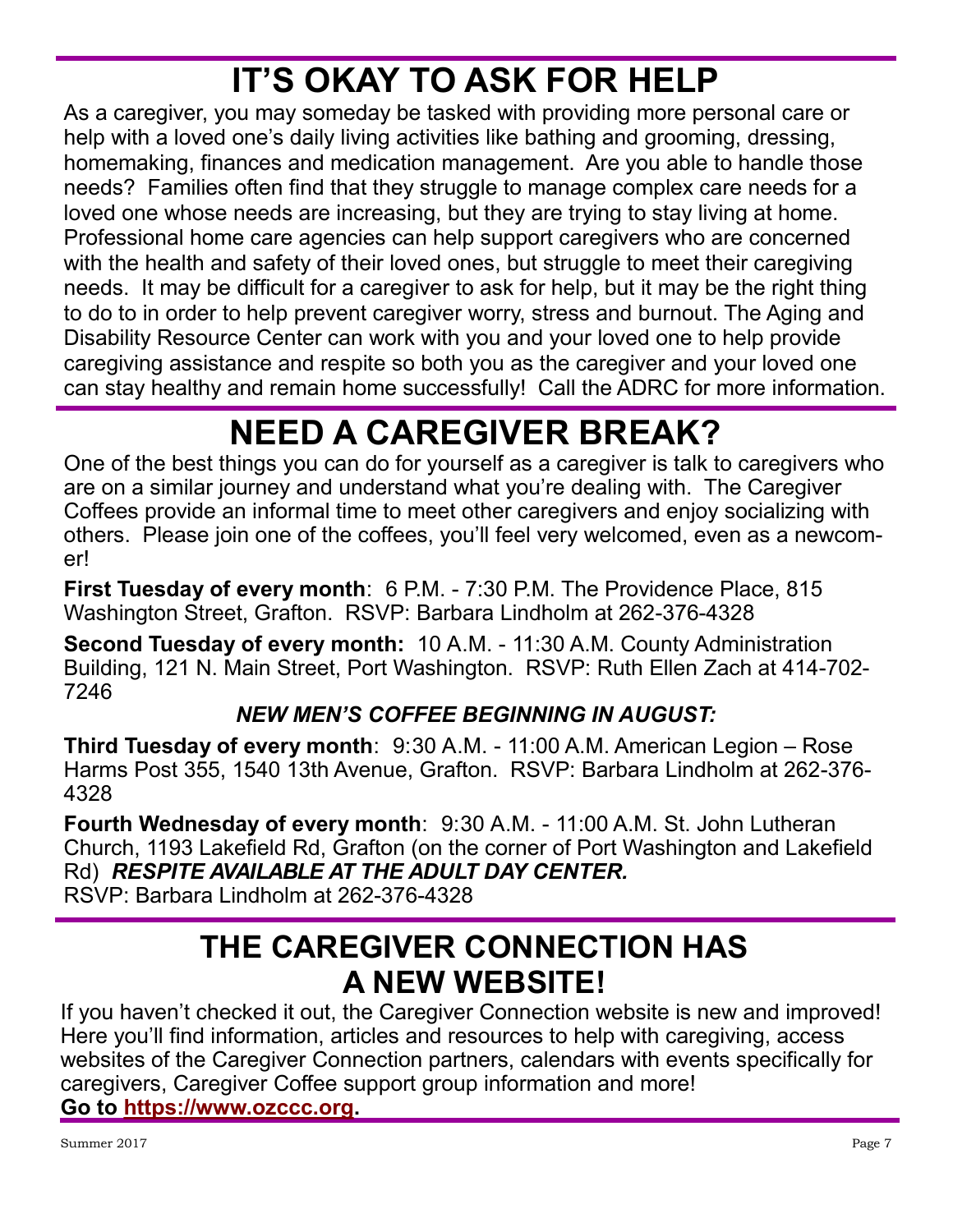# IT'S OKAY TO ASK FOR HELP

As a caregiver, you may someday be tasked with providing more personal care or help with a loved one's daily living activities like bathing and grooming, dressing, homemaking, finances and medication management. Are you able to handle those needs? Families often find that they struggle to manage complex care needs for a loved one whose needs are increasing, but they are trying to stay living at home. Professional home care agencies can help support caregivers who are concerned with the health and safety of their loved ones, but struggle to meet their caregiving needs. It may be difficult for a caregiver to ask for help, but it may be the right thing to do to in order to help prevent caregiver worry, stress and burnout. The Aging and Disability Resource Center can work with you and your loved one to help provide caregiving assistance and respite so both you as the caregiver and your loved one can stay healthy and remain home successfully! Call the ADRC for more information.

# NEED A CAREGIVER BREAK?

One of the best things you can do for yourself as a caregiver is talk to caregivers who are on a similar journey and understand what you're dealing with. The Caregiver Coffees provide an informal time to meet other caregivers and enjoy socializing with others. Please join one of the coffees, you'll feel very welcomed, even as a newcomer!

**First Tuesday of every month**: 6 P.M. - 7:30 P.M. The Providence Place, 815 Washington Street, Grafton. RSVP: Barbara Lindholm at 262-376-4328

**Second Tuesday of every month:** 10 A.M. - 11:30 A.M. County Administration Building, 121 N. Main Street, Port Washington. RSVP: Ruth Ellen Zach at 414-702-7246

***NEW MEN'S COFFEE BEGINNING IN AUGUST:***

**Third Tuesday of every month**: 9:30 A.M. - 11:00 A.M. American Legion – Rose Harms Post 355, 1540 13th Avenue, Grafton. RSVP: Barbara Lindholm at 262-376-4328

**Fourth Wednesday of every month**: 9:30 A.M. - 11:00 A.M. St. John Lutheran Church, 1193 Lakefield Rd, Grafton (on the corner of Port Washington and Lakefield Rd) ***RESPITE AVAILABLE AT THE ADULT DAY CENTER.***
RSVP: Barbara Lindholm at 262-376-4328

# THE CAREGIVER CONNECTION HAS A NEW WEBSITE!

If you haven't checked it out, the Caregiver Connection website is new and improved! Here you'll find information, articles and resources to help with caregiving, access websites of the Caregiver Connection partners, calendars with events specifically for caregivers, Caregiver Coffee support group information and more!
**Go to https://www.ozccc.org.**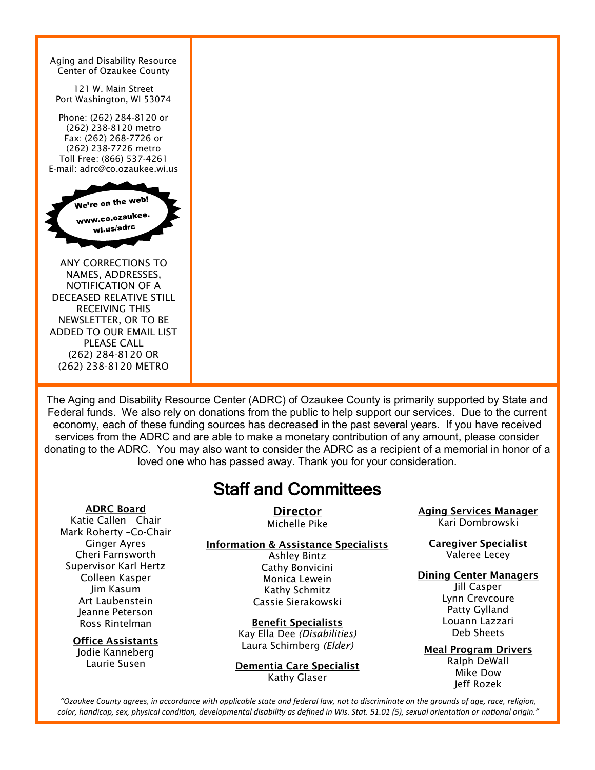Aging and Disability Resource Center of Ozaukee County

121 W. Main Street
Port Washington, WI 53074

Phone: (262) 284-8120 or
(262) 238-8120 metro
Fax: (262) 268-7726 or
(262) 238-7726 metro
Toll Free: (866) 537-4261
E-mail: adrc@co.ozaukee.wi.us

We're on the web!
www.co.ozaukee.wi.us/adrc

ANY CORRECTIONS TO NAMES, ADDRESSES, NOTIFICATION OF A DECEASED RELATIVE STILL RECEIVING THIS NEWSLETTER, OR TO BE ADDED TO OUR EMAIL LIST PLEASE CALL (262) 284-8120 OR (262) 238-8120 METRO

The Aging and Disability Resource Center (ADRC) of Ozaukee County is primarily supported by State and Federal funds. We also rely on donations from the public to help support our services. Due to the current economy, each of these funding sources has decreased in the past several years. If you have received services from the ADRC and are able to make a monetary contribution of any amount, please consider donating to the ADRC. You may also want to consider the ADRC as a recipient of a memorial in honor of a loved one who has passed away. Thank you for your consideration.

## Staff and Committees

**ADRC Board**
Katie Callen—Chair
Mark Roherty –Co-Chair
Ginger Ayres
Cheri Farnsworth
Supervisor Karl Hertz
Colleen Kasper
Jim Kasum
Art Laubenstein
Jeanne Peterson
Ross Rintelman

**Office Assistants**
Jodie Kanneberg
Laurie Susen

**Director**
Michelle Pike

**Information & Assistance Specialists**
Ashley Bintz
Cathy Bonvicini
Monica Lewein
Kathy Schmitz
Cassie Sierakowski

**Benefit Specialists**
Kay Ella Dee *(Disabilities)*
Laura Schimberg *(Elder)*

**Dementia Care Specialist**
Kathy Glaser

**Aging Services Manager**
Kari Dombrowski

**Caregiver Specialist**
Valeree Lecey

**Dining Center Managers**
Jill Casper
Lynn Crevcoure
Patty Gylland
Louann Lazzari
Deb Sheets

**Meal Program Drivers**
Ralph DeWall
Mike Dow
Jeff Rozek

*"Ozaukee County agrees, in accordance with applicable state and federal law, not to discriminate on the grounds of age, race, religion, color, handicap, sex, physical condition, developmental disability as defined in Wis. Stat. 51.01 (5), sexual orientation or national origin."*